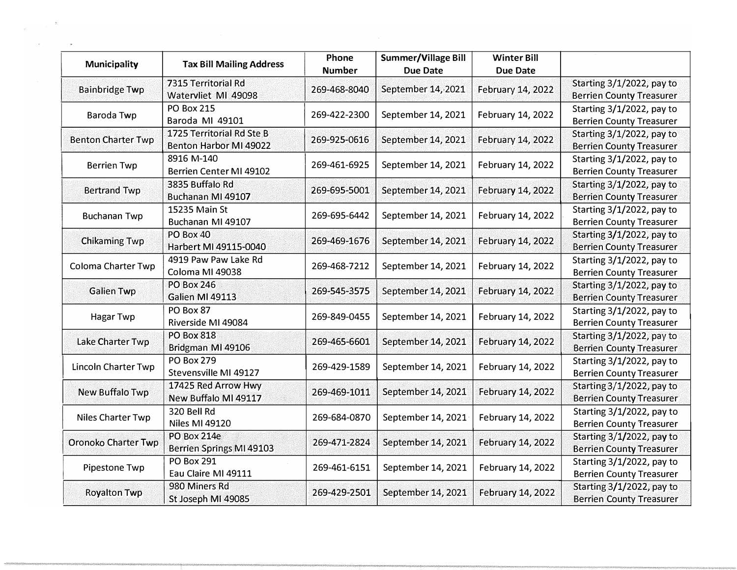| Municipality | Tax Bill Mailing Address | Phone Number | Summer/Village Bill Due Date | Winter Bill Due Date | |
|---|---|---|---|---|---|
| Bainbridge Twp | 7315 Territorial Rd Watervliet MI 49098 | 269-468-8040 | September 14, 2021 | February 14, 2022 | Starting 3/1/2022, pay to Berrien County Treasurer |
| Baroda Twp | PO Box 215 Baroda MI 49101 | 269-422-2300 | September 14, 2021 | February 14, 2022 | Starting 3/1/2022, pay to Berrien County Treasurer |
| Benton Charter Twp | 1725 Territorial Rd Ste B Benton Harbor MI 49022 | 269-925-0616 | September 14, 2021 | February 14, 2022 | Starting 3/1/2022, pay to Berrien County Treasurer |
| Berrien Twp | 8916 M-140 Berrien Center MI 49102 | 269-461-6925 | September 14, 2021 | February 14, 2022 | Starting 3/1/2022, pay to Berrien County Treasurer |
| Bertrand Twp | 3835 Buffalo Rd Buchanan MI 49107 | 269-695-5001 | September 14, 2021 | February 14, 2022 | Starting 3/1/2022, pay to Berrien County Treasurer |
| Buchanan Twp | 15235 Main St Buchanan MI 49107 | 269-695-6442 | September 14, 2021 | February 14, 2022 | Starting 3/1/2022, pay to Berrien County Treasurer |
| Chikaming Twp | PO Box 40 Harbert MI 49115-0040 | 269-469-1676 | September 14, 2021 | February 14, 2022 | Starting 3/1/2022, pay to Berrien County Treasurer |
| Coloma Charter Twp | 4919 Paw Paw Lake Rd Coloma MI 49038 | 269-468-7212 | September 14, 2021 | February 14, 2022 | Starting 3/1/2022, pay to Berrien County Treasurer |
| Galien Twp | PO Box 246 Galien MI 49113 | 269-545-3575 | September 14, 2021 | February 14, 2022 | Starting 3/1/2022, pay to Berrien County Treasurer |
| Hagar Twp | PO Box 87 Riverside MI 49084 | 269-849-0455 | September 14, 2021 | February 14, 2022 | Starting 3/1/2022, pay to Berrien County Treasurer |
| Lake Charter Twp | PO Box 818 Bridgman MI 49106 | 269-465-6601 | September 14, 2021 | February 14, 2022 | Starting 3/1/2022, pay to Berrien County Treasurer |
| Lincoln Charter Twp | PO Box 279 Stevensville MI 49127 | 269-429-1589 | September 14, 2021 | February 14, 2022 | Starting 3/1/2022, pay to Berrien County Treasurer |
| New Buffalo Twp | 17425 Red Arrow Hwy New Buffalo MI 49117 | 269-469-1011 | September 14, 2021 | February 14, 2022 | Starting 3/1/2022, pay to Berrien County Treasurer |
| Niles Charter Twp | 320 Bell Rd Niles MI 49120 | 269-684-0870 | September 14, 2021 | February 14, 2022 | Starting 3/1/2022, pay to Berrien County Treasurer |
| Oronoko Charter Twp | PO Box 214e Berrien Springs MI 49103 | 269-471-2824 | September 14, 2021 | February 14, 2022 | Starting 3/1/2022, pay to Berrien County Treasurer |
| Pipestone Twp | PO Box 291 Eau Claire MI 49111 | 269-461-6151 | September 14, 2021 | February 14, 2022 | Starting 3/1/2022, pay to Berrien County Treasurer |
| Royalton Twp | 980 Miners Rd St Joseph MI 49085 | 269-429-2501 | September 14, 2021 | February 14, 2022 | Starting 3/1/2022, pay to Berrien County Treasurer |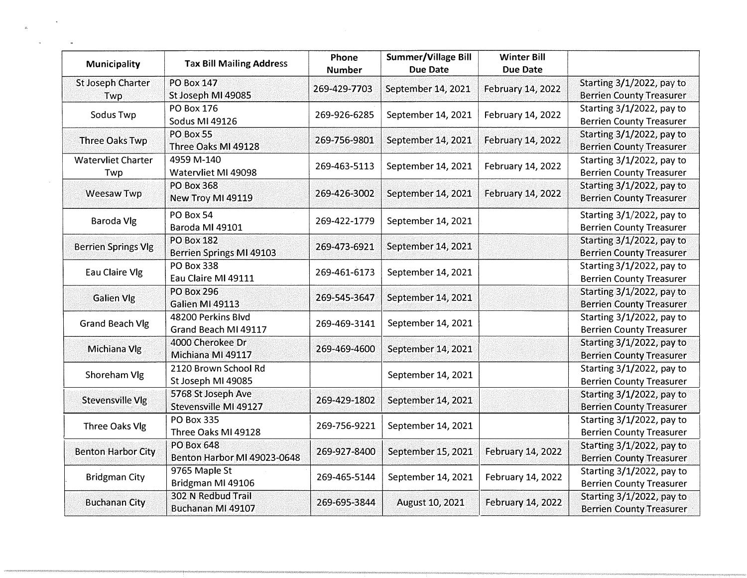| Municipality | Tax Bill Mailing Address | Phone Number | Summer/Village Bill Due Date | Winter Bill Due Date | |
|---|---|---|---|---|---|
| St Joseph Charter Twp | PO Box 147 St Joseph MI 49085 | 269-429-7703 | September 14, 2021 | February 14, 2022 | Starting 3/1/2022, pay to Berrien County Treasurer |
| Sodus Twp | PO Box 176 Sodus MI 49126 | 269-926-6285 | September 14, 2021 | February 14, 2022 | Starting 3/1/2022, pay to Berrien County Treasurer |
| Three Oaks Twp | PO Box 55 Three Oaks MI 49128 | 269-756-9801 | September 14, 2021 | February 14, 2022 | Starting 3/1/2022, pay to Berrien County Treasurer |
| Watervliet Charter Twp | 4959 M-140 Watervliet MI 49098 | 269-463-5113 | September 14, 2021 | February 14, 2022 | Starting 3/1/2022, pay to Berrien County Treasurer |
| Weesaw Twp | PO Box 368 New Troy MI 49119 | 269-426-3002 | September 14, 2021 | February 14, 2022 | Starting 3/1/2022, pay to Berrien County Treasurer |
| Baroda Vlg | PO Box 54 Baroda MI 49101 | 269-422-1779 | September 14, 2021 | | Starting 3/1/2022, pay to Berrien County Treasurer |
| Berrien Springs Vlg | PO Box 182 Berrien Springs MI 49103 | 269-473-6921 | September 14, 2021 | | Starting 3/1/2022, pay to Berrien County Treasurer |
| Eau Claire Vlg | PO Box 338 Eau Claire MI 49111 | 269-461-6173 | September 14, 2021 | | Starting 3/1/2022, pay to Berrien County Treasurer |
| Galien Vlg | PO Box 296 Galien MI 49113 | 269-545-3647 | September 14, 2021 | | Starting 3/1/2022, pay to Berrien County Treasurer |
| Grand Beach Vlg | 48200 Perkins Blvd Grand Beach MI 49117 | 269-469-3141 | September 14, 2021 | | Starting 3/1/2022, pay to Berrien County Treasurer |
| Michiana Vlg | 4000 Cherokee Dr Michiana MI 49117 | 269-469-4600 | September 14, 2021 | | Starting 3/1/2022, pay to Berrien County Treasurer |
| Shoreham Vlg | 2120 Brown School Rd St Joseph MI 49085 | | September 14, 2021 | | Starting 3/1/2022, pay to Berrien County Treasurer |
| Stevensville Vlg | 5768 St Joseph Ave Stevensville MI 49127 | 269-429-1802 | September 14, 2021 | | Starting 3/1/2022, pay to Berrien County Treasurer |
| Three Oaks Vlg | PO Box 335 Three Oaks MI 49128 | 269-756-9221 | September 14, 2021 | | Starting 3/1/2022, pay to Berrien County Treasurer |
| Benton Harbor City | PO Box 648 Benton Harbor MI 49023-0648 | 269-927-8400 | September 15, 2021 | February 14, 2022 | Starting 3/1/2022, pay to Berrien County Treasurer |
| Bridgman City | 9765 Maple St Bridgman MI 49106 | 269-465-5144 | September 14, 2021 | February 14, 2022 | Starting 3/1/2022, pay to Berrien County Treasurer |
| Buchanan City | 302 N Redbud Trail Buchanan MI 49107 | 269-695-3844 | August 10, 2021 | February 14, 2022 | Starting 3/1/2022, pay to Berrien County Treasurer |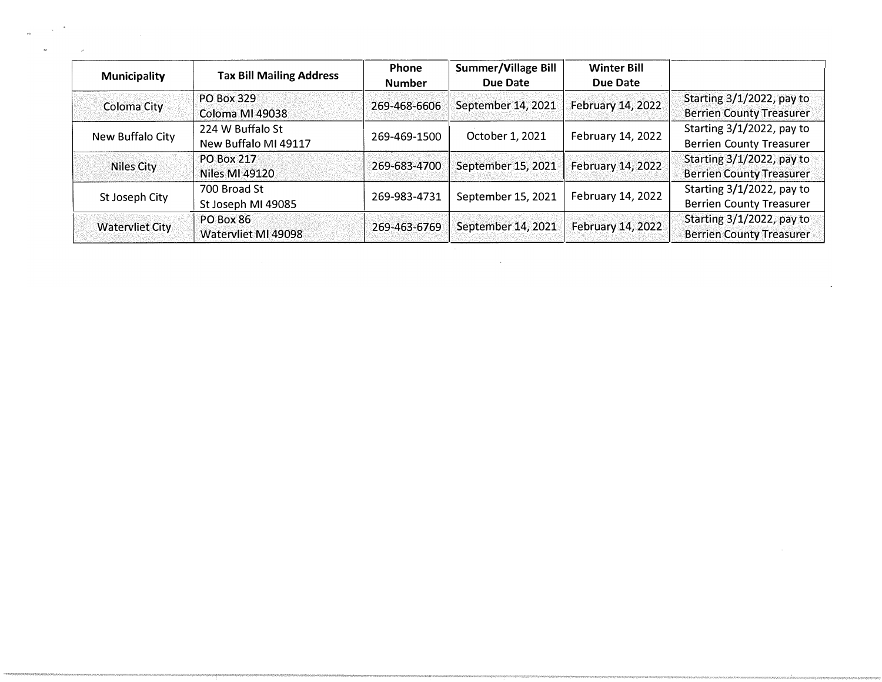| Municipality | Tax Bill Mailing Address | Phone Number | Summer/Village Bill Due Date | Winter Bill Due Date | |
|---|---|---|---|---|---|
| Coloma City | PO Box 329<br>Coloma MI 49038 | 269-468-6606 | September 14, 2021 | February 14, 2022 | Starting 3/1/2022, pay to Berrien County Treasurer |
| New Buffalo City | 224 W Buffalo St<br>New Buffalo MI 49117 | 269-469-1500 | October 1, 2021 | February 14, 2022 | Starting 3/1/2022, pay to Berrien County Treasurer |
| Niles City | PO Box 217<br>Niles MI 49120 | 269-683-4700 | September 15, 2021 | February 14, 2022 | Starting 3/1/2022, pay to Berrien County Treasurer |
| St Joseph City | 700 Broad St<br>St Joseph MI 49085 | 269-983-4731 | September 15, 2021 | February 14, 2022 | Starting 3/1/2022, pay to Berrien County Treasurer |
| Watervliet City | PO Box 86<br>Watervliet MI 49098 | 269-463-6769 | September 14, 2021 | February 14, 2022 | Starting 3/1/2022, pay to Berrien County Treasurer |